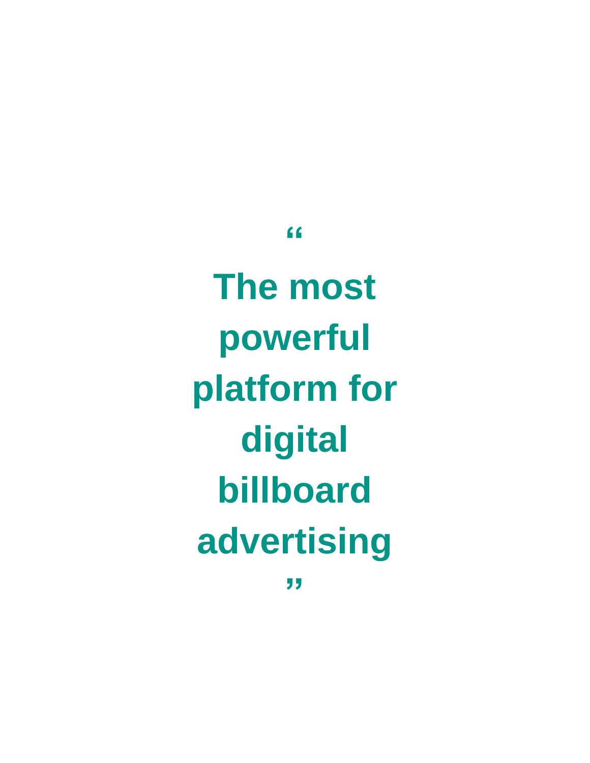“

**The most powerful platform for digital billboard advertising**

”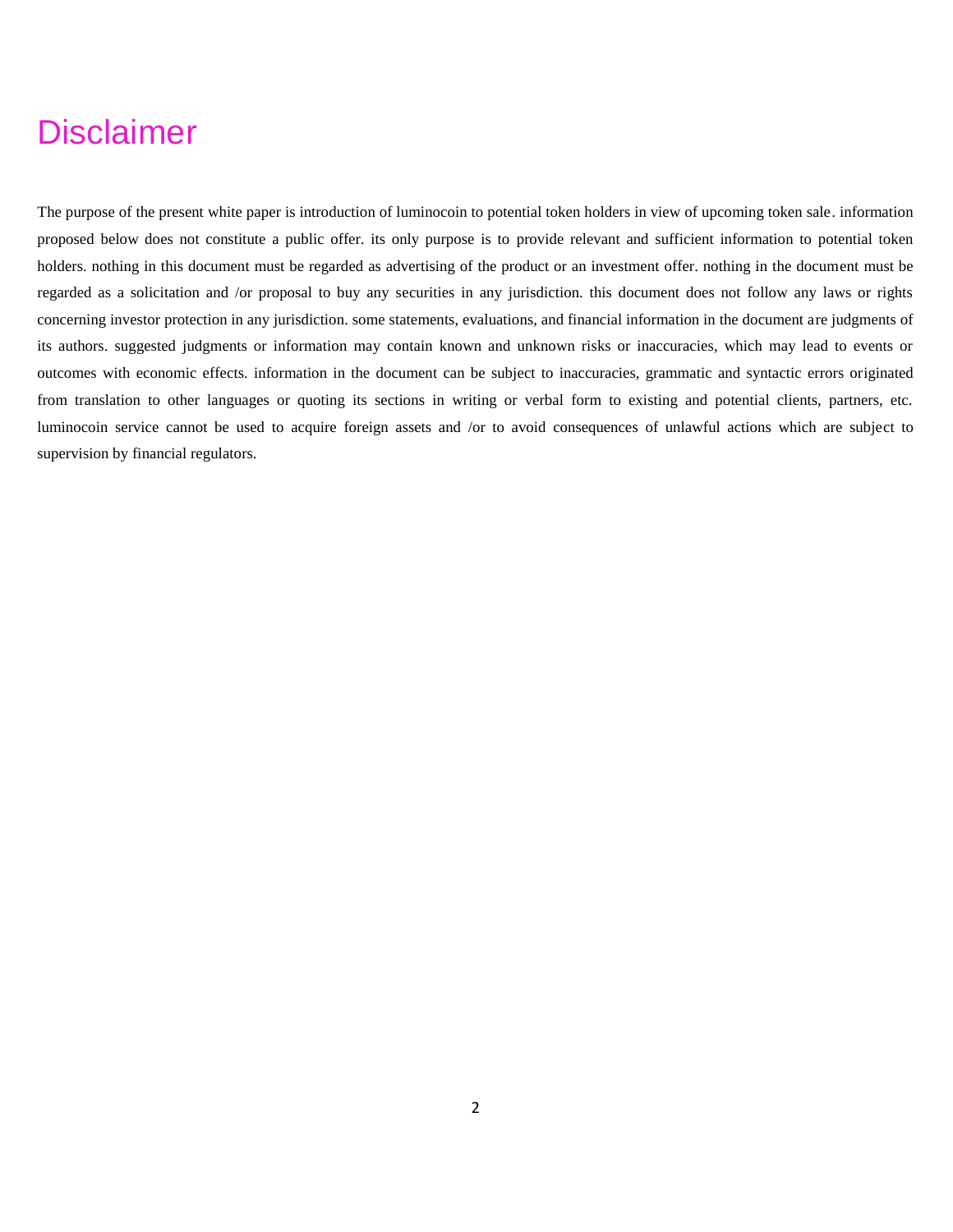# Disclaimer

The purpose of the present white paper is introduction of luminocoin to potential token holders in view of upcoming token sale. information proposed below does not constitute a public offer. its only purpose is to provide relevant and sufficient information to potential token holders. nothing in this document must be regarded as advertising of the product or an investment offer. nothing in the document must be regarded as a solicitation and /or proposal to buy any securities in any jurisdiction. this document does not follow any laws or rights concerning investor protection in any jurisdiction. some statements, evaluations, and financial information in the document are judgments of its authors. suggested judgments or information may contain known and unknown risks or inaccuracies, which may lead to events or outcomes with economic effects. information in the document can be subject to inaccuracies, grammatic and syntactic errors originated from translation to other languages or quoting its sections in writing or verbal form to existing and potential clients, partners, etc. luminocoin service cannot be used to acquire foreign assets and /or to avoid consequences of unlawful actions which are subject to supervision by financial regulators.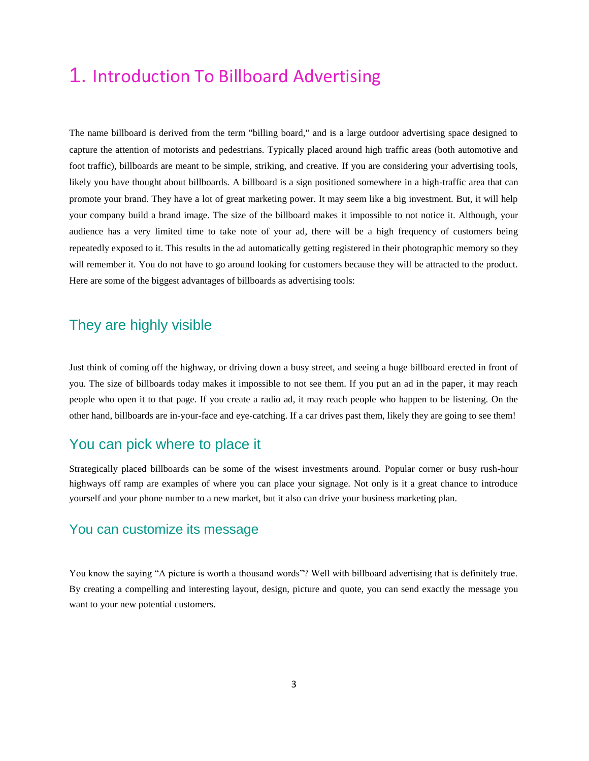# 1. Introduction To Billboard Advertising

The name billboard is derived from the term "billing board," and is a large outdoor advertising space designed to capture the attention of motorists and pedestrians. Typically placed around high traffic areas (both automotive and foot traffic), billboards are meant to be simple, striking, and creative. If you are considering your advertising tools, likely you have thought about billboards. A billboard is a sign positioned somewhere in a high-traffic area that can promote your brand. They have a lot of great marketing power. It may seem like a big investment. But, it will help your company build a brand image. The size of the billboard makes it impossible to not notice it. Although, your audience has a very limited time to take note of your ad, there will be a high frequency of customers being repeatedly exposed to it. This results in the ad automatically getting registered in their photographic memory so they will remember it. You do not have to go around looking for customers because they will be attracted to the product. Here are some of the biggest advantages of billboards as advertising tools:

## They are highly visible

Just think of coming off the highway, or driving down a busy street, and seeing a huge billboard erected in front of you. The size of billboards today makes it impossible to not see them. If you put an ad in the paper, it may reach people who open it to that page. If you create a radio ad, it may reach people who happen to be listening. On the other hand, billboards are in-your-face and eye-catching. If a car drives past them, likely they are going to see them!

## You can pick where to place it

Strategically placed billboards can be some of the wisest investments around. Popular corner or busy rush-hour highways off ramp are examples of where you can place your signage. Not only is it a great chance to introduce yourself and your phone number to a new market, but it also can drive your business marketing plan.

## You can customize its message

You know the saying “A picture is worth a thousand words”? Well with billboard advertising that is definitely true. By creating a compelling and interesting layout, design, picture and quote, you can send exactly the message you want to your new potential customers.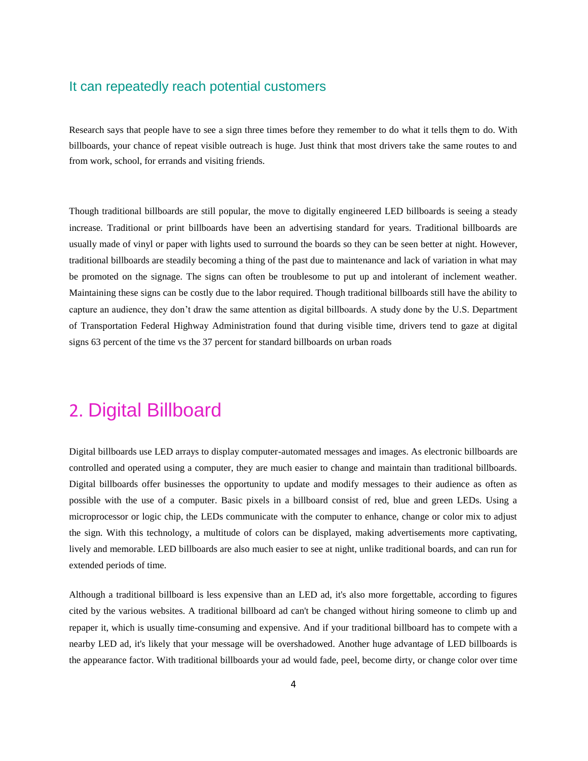### It can repeatedly reach potential customers

Research says that people have to see a sign three times before they remember to do what it tells them to do. With billboards, your chance of repeat visible outreach is huge. Just think that most drivers take the same routes to and from work, school, for errands and visiting friends.

Though traditional billboards are still popular, the move to digitally engineered LED billboards is seeing a steady increase. Traditional or print billboards have been an advertising standard for years. Traditional billboards are usually made of vinyl or paper with lights used to surround the boards so they can be seen better at night. However, traditional billboards are steadily becoming a thing of the past due to maintenance and lack of variation in what may be promoted on the signage. The signs can often be troublesome to put up and intolerant of inclement weather. Maintaining these signs can be costly due to the labor required. Though traditional billboards still have the ability to capture an audience, they don't draw the same attention as digital billboards. A study done by the U.S. Department of Transportation Federal Highway Administration found that during visible time, drivers tend to gaze at digital signs 63 percent of the time vs the 37 percent for standard billboards on urban roads

## 2. Digital Billboard

Digital billboards use LED arrays to display computer-automated messages and images. As electronic billboards are controlled and operated using a computer, they are much easier to change and maintain than traditional billboards. Digital billboards offer businesses the opportunity to update and modify messages to their audience as often as possible with the use of a computer. Basic pixels in a billboard consist of red, blue and green LEDs. Using a microprocessor or logic chip, the LEDs communicate with the computer to enhance, change or color mix to adjust the sign. With this technology, a multitude of colors can be displayed, making advertisements more captivating, lively and memorable. LED billboards are also much easier to see at night, unlike traditional boards, and can run for extended periods of time.

Although a traditional billboard is less expensive than an LED ad, it's also more forgettable, according to figures cited by the various websites. A traditional billboard ad can't be changed without hiring someone to climb up and repaper it, which is usually time-consuming and expensive. And if your traditional billboard has to compete with a nearby LED ad, it's likely that your message will be overshadowed. Another huge advantage of LED billboards is the appearance factor. With traditional billboards your ad would fade, peel, become dirty, or change color over time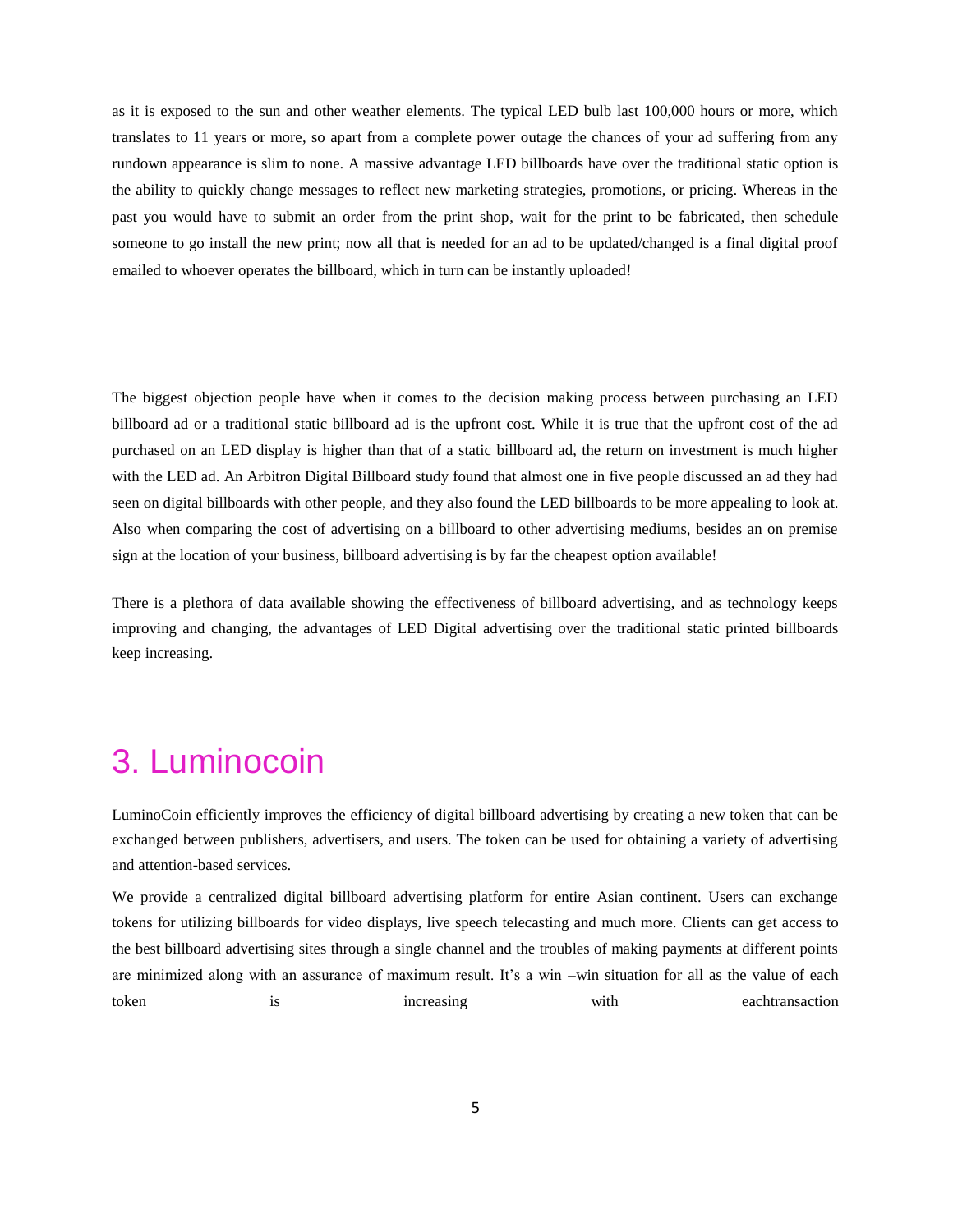as it is exposed to the sun and other weather elements. The typical LED bulb last 100,000 hours or more, which translates to 11 years or more, so apart from a complete power outage the chances of your ad suffering from any rundown appearance is slim to none. A massive advantage LED billboards have over the traditional static option is the ability to quickly change messages to reflect new marketing strategies, promotions, or pricing. Whereas in the past you would have to submit an order from the print shop, wait for the print to be fabricated, then schedule someone to go install the new print; now all that is needed for an ad to be updated/changed is a final digital proof emailed to whoever operates the billboard, which in turn can be instantly uploaded!

The biggest objection people have when it comes to the decision making process between purchasing an LED billboard ad or a traditional static billboard ad is the upfront cost. While it is true that the upfront cost of the ad purchased on an LED display is higher than that of a static billboard ad, the return on investment is much higher with the LED ad. An Arbitron Digital Billboard study found that almost one in five people discussed an ad they had seen on digital billboards with other people, and they also found the LED billboards to be more appealing to look at. Also when comparing the cost of advertising on a billboard to other advertising mediums, besides an on premise sign at the location of your business, billboard advertising is by far the cheapest option available!

There is a plethora of data available showing the effectiveness of billboard advertising, and as technology keeps improving and changing, the advantages of LED Digital advertising over the traditional static printed billboards keep increasing.

# 3. Luminocoin

LuminoCoin efficiently improves the efficiency of digital billboard advertising by creating a new token that can be exchanged between publishers, advertisers, and users. The token can be used for obtaining a variety of advertising and attention-based services.

We provide a centralized digital billboard advertising platform for entire Asian continent. Users can exchange tokens for utilizing billboards for video displays, live speech telecasting and much more. Clients can get access to the best billboard advertising sites through a single channel and the troubles of making payments at different points are minimized along with an assurance of maximum result. It's a win –win situation for all as the value of each token is increasing with eachtransaction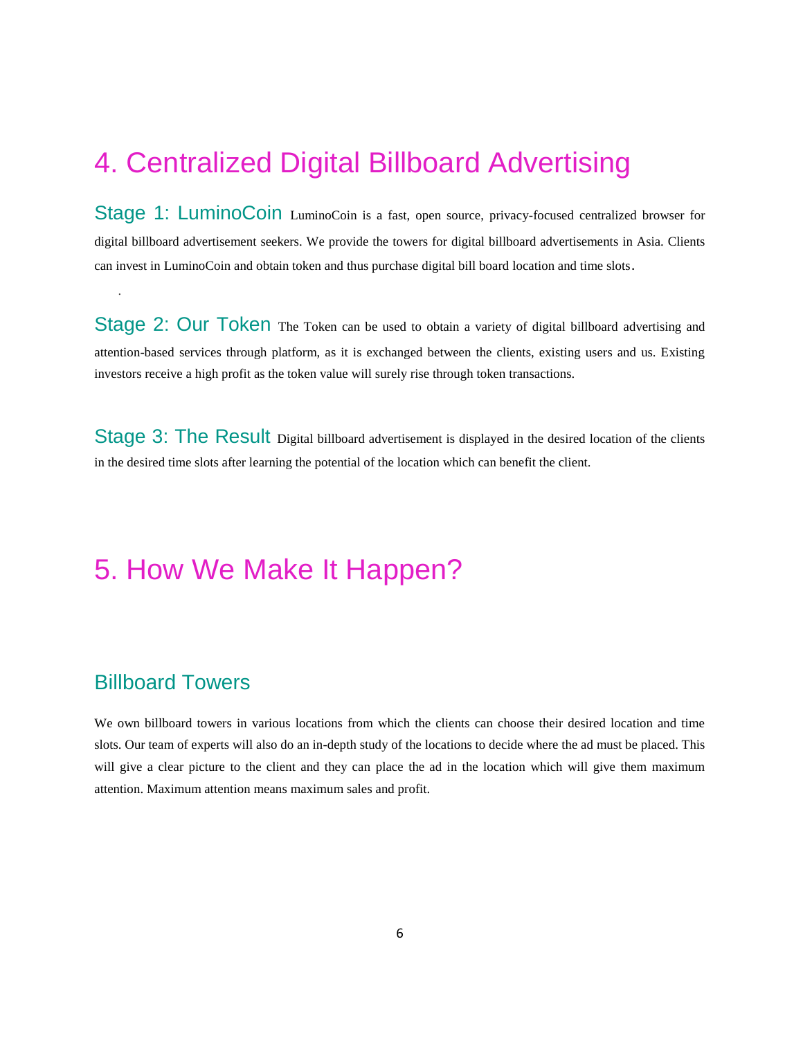# 4. Centralized Digital Billboard Advertising

**Stage 1: LuminoCoin** LuminoCoin is a fast, open source, privacy-focused centralized browser for digital billboard advertisement seekers. We provide the towers for digital billboard advertisements in Asia. Clients can invest in LuminoCoin and obtain token and thus purchase digital bill board location and time slots.

.

**Stage 2: Our Token** The Token can be used to obtain a variety of digital billboard advertising and attention-based services through platform, as it is exchanged between the clients, existing users and us. Existing investors receive a high profit as the token value will surely rise through token transactions.

**Stage 3: The Result** Digital billboard advertisement is displayed in the desired location of the clients in the desired time slots after learning the potential of the location which can benefit the client.

# 5. How We Make It Happen?

## Billboard Towers

We own billboard towers in various locations from which the clients can choose their desired location and time slots. Our team of experts will also do an in-depth study of the locations to decide where the ad must be placed. This will give a clear picture to the client and they can place the ad in the location which will give them maximum attention. Maximum attention means maximum sales and profit.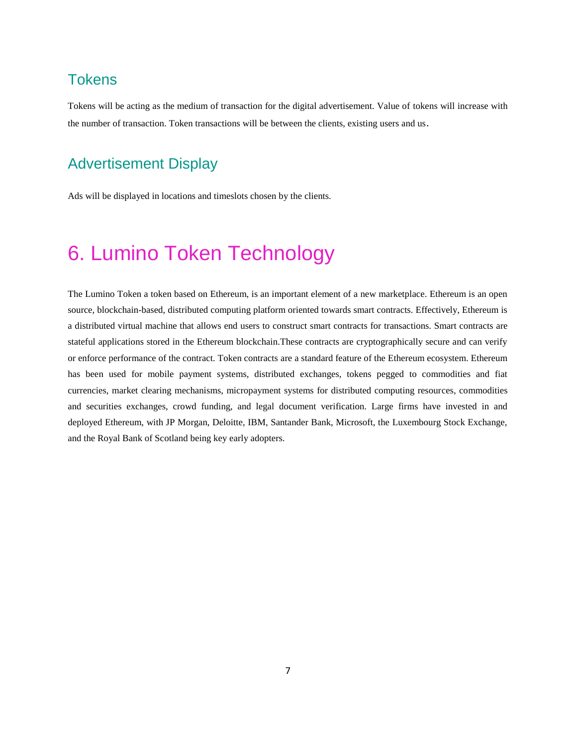### Tokens

Tokens will be acting as the medium of transaction for the digital advertisement. Value of tokens will increase with the number of transaction. Token transactions will be between the clients, existing users and us.

### Advertisement Display

Ads will be displayed in locations and timeslots chosen by the clients.

## 6. Lumino Token Technology

The Lumino Token a token based on Ethereum, is an important element of a new marketplace. Ethereum is an open source, blockchain-based, distributed computing platform oriented towards smart contracts. Effectively, Ethereum is a distributed virtual machine that allows end users to construct smart contracts for transactions. Smart contracts are stateful applications stored in the Ethereum blockchain.These contracts are cryptographically secure and can verify or enforce performance of the contract. Token contracts are a standard feature of the Ethereum ecosystem. Ethereum has been used for mobile payment systems, distributed exchanges, tokens pegged to commodities and fiat currencies, market clearing mechanisms, micropayment systems for distributed computing resources, commodities and securities exchanges, crowd funding, and legal document verification. Large firms have invested in and deployed Ethereum, with JP Morgan, Deloitte, IBM, Santander Bank, Microsoft, the Luxembourg Stock Exchange, and the Royal Bank of Scotland being key early adopters.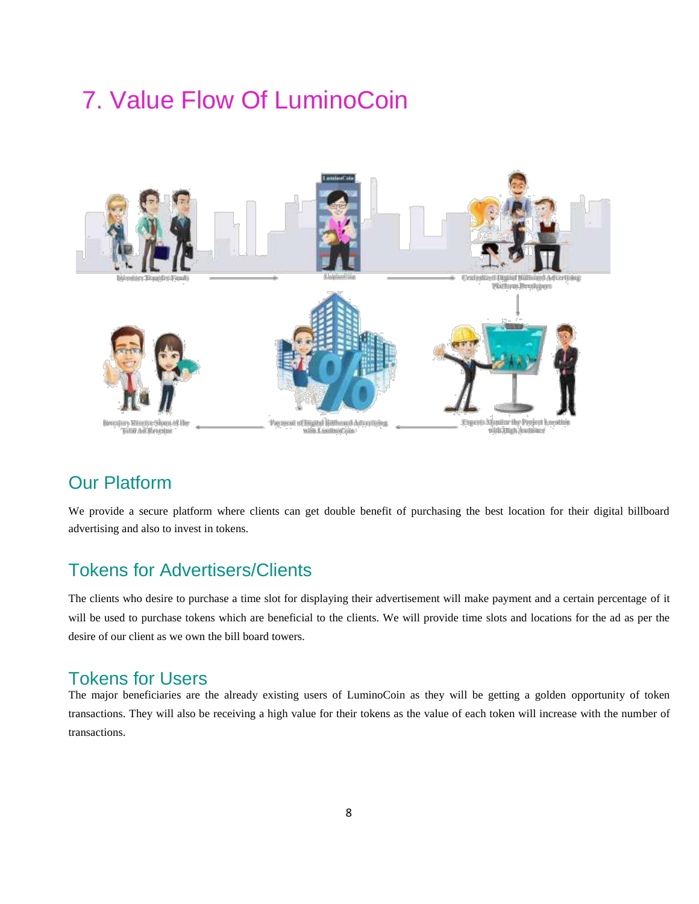# 7. Value Flow Of LuminoCoin

## Our Platform

We provide a secure platform where clients can get double benefit of purchasing the best location for their digital billboard advertising and also to invest in tokens.

## Tokens for Advertisers/Clients

The clients who desire to purchase a time slot for displaying their advertisement will make payment and a certain percentage of it will be used to purchase tokens which are beneficial to the clients. We will provide time slots and locations for the ad as per the desire of our client as we own the bill board towers.

## Tokens for Users

The major beneficiaries are the already existing users of LuminoCoin as they will be getting a golden opportunity of token transactions. They will also be receiving a high value for their tokens as the value of each token will increase with the number of transactions.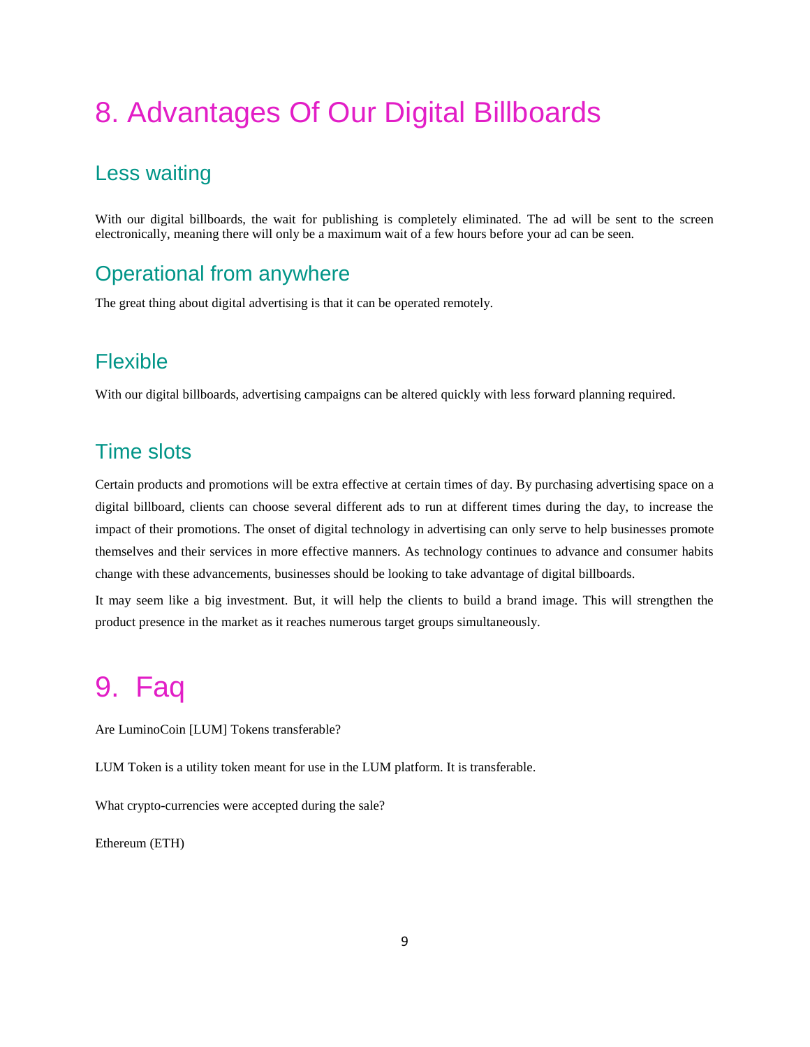# 8. Advantages Of Our Digital Billboards

## Less waiting

With our digital billboards, the wait for publishing is completely eliminated. The ad will be sent to the screen electronically, meaning there will only be a maximum wait of a few hours before your ad can be seen.

## Operational from anywhere

The great thing about digital advertising is that it can be operated remotely.

## Flexible

With our digital billboards, advertising campaigns can be altered quickly with less forward planning required.

## Time slots

Certain products and promotions will be extra effective at certain times of day. By purchasing advertising space on a digital billboard, clients can choose several different ads to run at different times during the day, to increase the impact of their promotions. The onset of digital technology in advertising can only serve to help businesses promote themselves and their services in more effective manners. As technology continues to advance and consumer habits change with these advancements, businesses should be looking to take advantage of digital billboards.

It may seem like a big investment. But, it will help the clients to build a brand image. This will strengthen the product presence in the market as it reaches numerous target groups simultaneously.

# 9. Faq

Are LuminoCoin [LUM] Tokens transferable?

LUM Token is a utility token meant for use in the LUM platform. It is transferable.

What crypto-currencies were accepted during the sale?

Ethereum (ETH)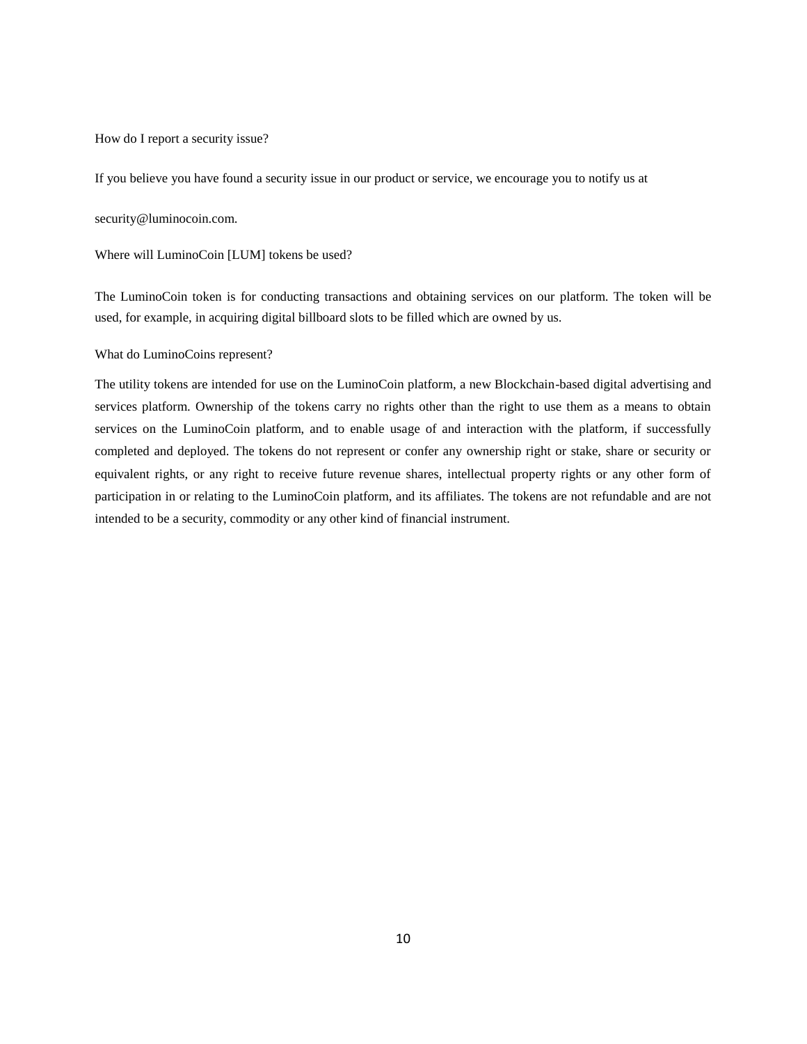How do I report a security issue?

If you believe you have found a security issue in our product or service, we encourage you to notify us at

security@luminocoin.com.

Where will LuminoCoin [LUM] tokens be used?

The LuminoCoin token is for conducting transactions and obtaining services on our platform. The token will be used, for example, in acquiring digital billboard slots to be filled which are owned by us.

What do LuminoCoins represent?

The utility tokens are intended for use on the LuminoCoin platform, a new Blockchain-based digital advertising and services platform. Ownership of the tokens carry no rights other than the right to use them as a means to obtain services on the LuminoCoin platform, and to enable usage of and interaction with the platform, if successfully completed and deployed. The tokens do not represent or confer any ownership right or stake, share or security or equivalent rights, or any right to receive future revenue shares, intellectual property rights or any other form of participation in or relating to the LuminoCoin platform, and its affiliates. The tokens are not refundable and are not intended to be a security, commodity or any other kind of financial instrument.